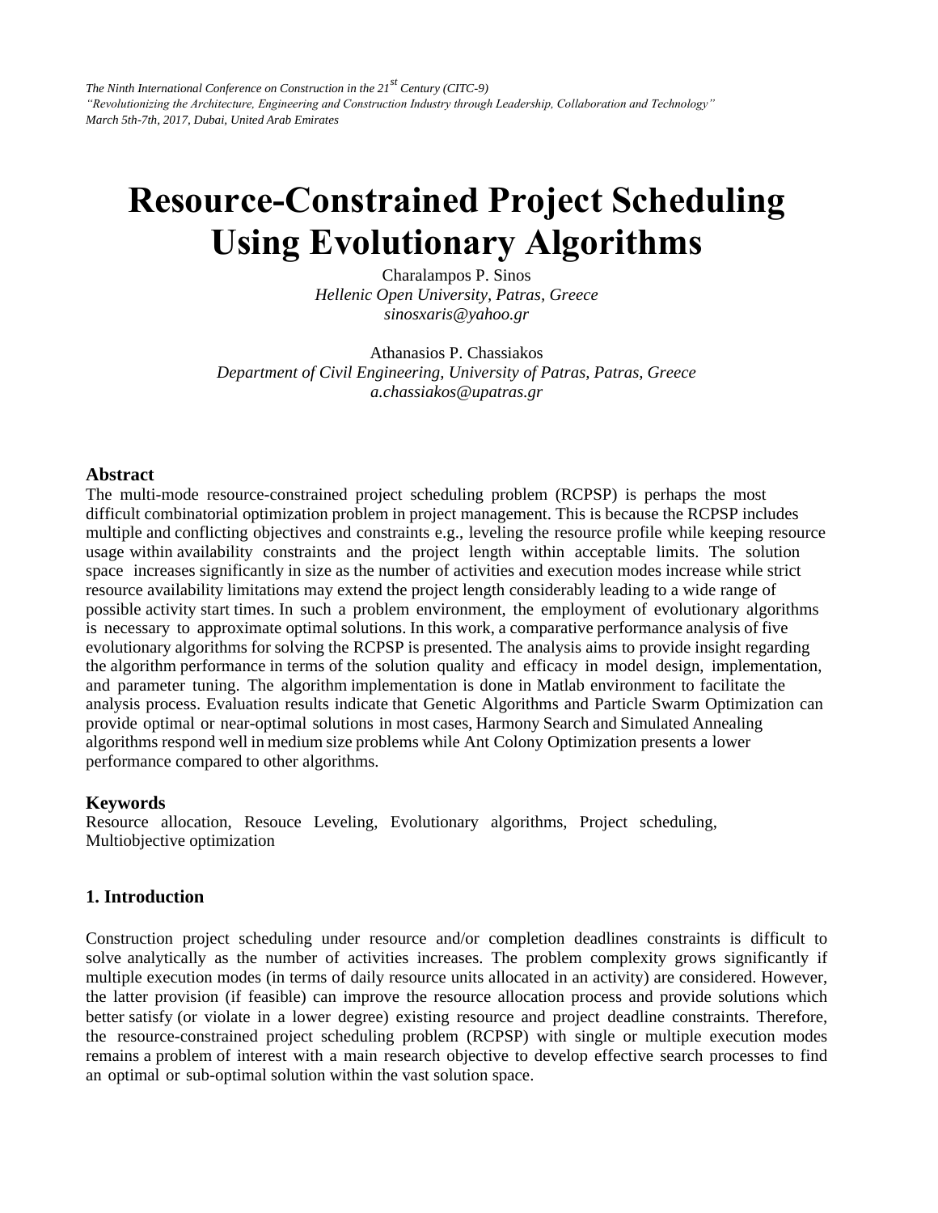# Resource-Constrained Project Scheduling Using Evolutionary Algorithms

Charalampos P. Sinos
*Hellenic Open University, Patras, Greece*
*sinosxaris@yahoo.gr*

Athanasios P. Chassiakos
*Department of Civil Engineering, University of Patras, Patras, Greece*
*a.chassiakos@upatras.gr*

## Abstract

The multi-mode resource-constrained project scheduling problem (RCPSP) is perhaps the most difficult combinatorial optimization problem in project management. This is because the RCPSP includes multiple and conflicting objectives and constraints e.g., leveling the resource profile while keeping resource usage within availability constraints and the project length within acceptable limits. The solution space increases significantly in size as the number of activities and execution modes increase while strict resource availability limitations may extend the project length considerably leading to a wide range of possible activity start times. In such a problem environment, the employment of evolutionary algorithms is necessary to approximate optimal solutions. In this work, a comparative performance analysis of five evolutionary algorithms for solving the RCPSP is presented. The analysis aims to provide insight regarding the algorithm performance in terms of the solution quality and efficacy in model design, implementation, and parameter tuning. The algorithm implementation is done in Matlab environment to facilitate the analysis process. Evaluation results indicate that Genetic Algorithms and Particle Swarm Optimization can provide optimal or near-optimal solutions in most cases, Harmony Search and Simulated Annealing algorithms respond well in medium size problems while Ant Colony Optimization presents a lower performance compared to other algorithms.

## Keywords

Resource allocation, Resouce Leveling, Evolutionary algorithms, Project scheduling, Multiobjective optimization

## 1. Introduction

Construction project scheduling under resource and/or completion deadlines constraints is difficult to solve analytically as the number of activities increases. The problem complexity grows significantly if multiple execution modes (in terms of daily resource units allocated in an activity) are considered. However, the latter provision (if feasible) can improve the resource allocation process and provide solutions which better satisfy (or violate in a lower degree) existing resource and project deadline constraints. Therefore, the resource-constrained project scheduling problem (RCPSP) with single or multiple execution modes remains a problem of interest with a main research objective to develop effective search processes to find an optimal or sub-optimal solution within the vast solution space.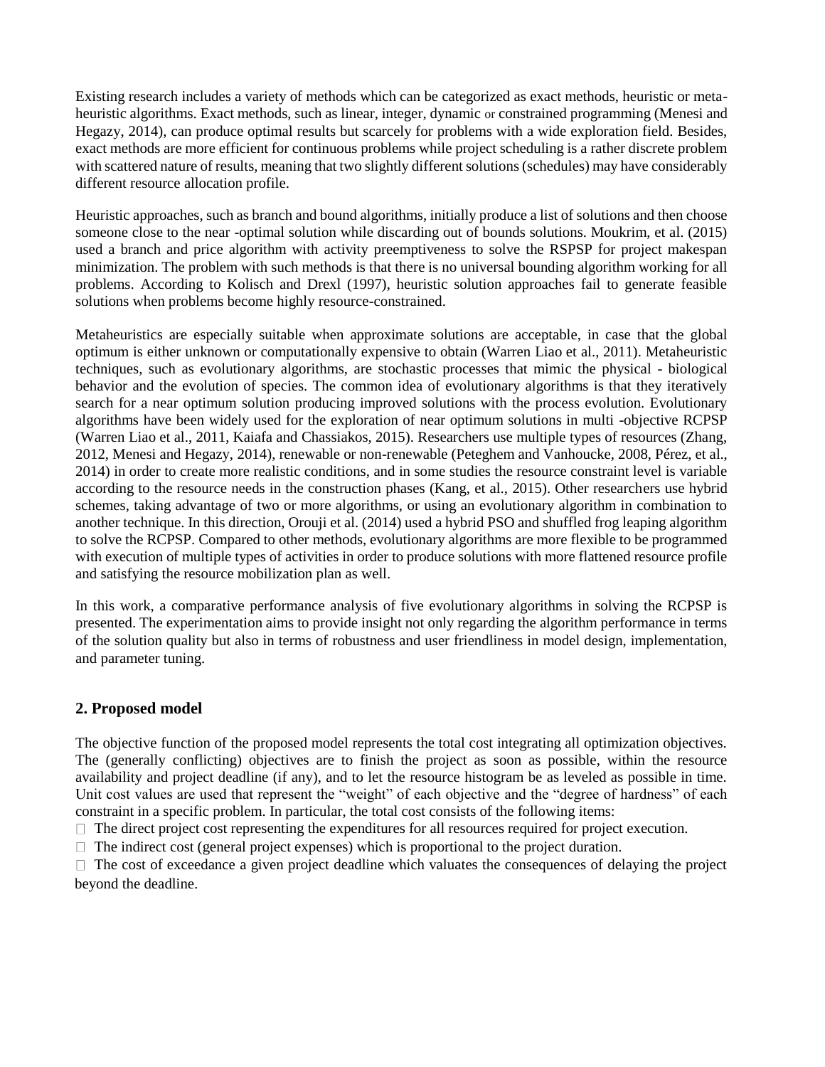Existing research includes a variety of methods which can be categorized as exact methods, heuristic or meta-heuristic algorithms. Exact methods, such as linear, integer, dynamic or constrained programming (Menesi and Hegazy, 2014), can produce optimal results but scarcely for problems with a wide exploration field. Besides, exact methods are more efficient for continuous problems while project scheduling is a rather discrete problem with scattered nature of results, meaning that two slightly different solutions (schedules) may have considerably different resource allocation profile.

Heuristic approaches, such as branch and bound algorithms, initially produce a list of solutions and then choose someone close to the near -optimal solution while discarding out of bounds solutions. Moukrim, et al. (2015) used a branch and price algorithm with activity preemptiveness to solve the RSPSP for project makespan minimization. The problem with such methods is that there is no universal bounding algorithm working for all problems. According to Kolisch and Drexl (1997), heuristic solution approaches fail to generate feasible solutions when problems become highly resource-constrained.

Metaheuristics are especially suitable when approximate solutions are acceptable, in case that the global optimum is either unknown or computationally expensive to obtain (Warren Liao et al., 2011). Metaheuristic techniques, such as evolutionary algorithms, are stochastic processes that mimic the physical - biological behavior and the evolution of species. The common idea of evolutionary algorithms is that they iteratively search for a near optimum solution producing improved solutions with the process evolution. Evolutionary algorithms have been widely used for the exploration of near optimum solutions in multi -objective RCPSP (Warren Liao et al., 2011, Kaiafa and Chassiakos, 2015). Researchers use multiple types of resources (Zhang, 2012, Menesi and Hegazy, 2014), renewable or non-renewable (Peteghem and Vanhoucke, 2008, Pérez, et al., 2014) in order to create more realistic conditions, and in some studies the resource constraint level is variable according to the resource needs in the construction phases (Kang, et al., 2015). Other researchers use hybrid schemes, taking advantage of two or more algorithms, or using an evolutionary algorithm in combination to another technique. In this direction, Orouji et al. (2014) used a hybrid PSO and shuffled frog leaping algorithm to solve the RCPSP. Compared to other methods, evolutionary algorithms are more flexible to be programmed with execution of multiple types of activities in order to produce solutions with more flattened resource profile and satisfying the resource mobilization plan as well.

In this work, a comparative performance analysis of five evolutionary algorithms in solving the RCPSP is presented. The experimentation aims to provide insight not only regarding the algorithm performance in terms of the solution quality but also in terms of robustness and user friendliness in model design, implementation, and parameter tuning.

## 2. Proposed model

The objective function of the proposed model represents the total cost integrating all optimization objectives. The (generally conflicting) objectives are to finish the project as soon as possible, within the resource availability and project deadline (if any), and to let the resource histogram be as leveled as possible in time. Unit cost values are used that represent the "weight" of each objective and the "degree of hardness" of each constraint in a specific problem. In particular, the total cost consists of the following items:

- The direct project cost representing the expenditures for all resources required for project execution.
- The indirect cost (general project expenses) which is proportional to the project duration.
- The cost of exceedance a given project deadline which valuates the consequences of delaying the project beyond the deadline.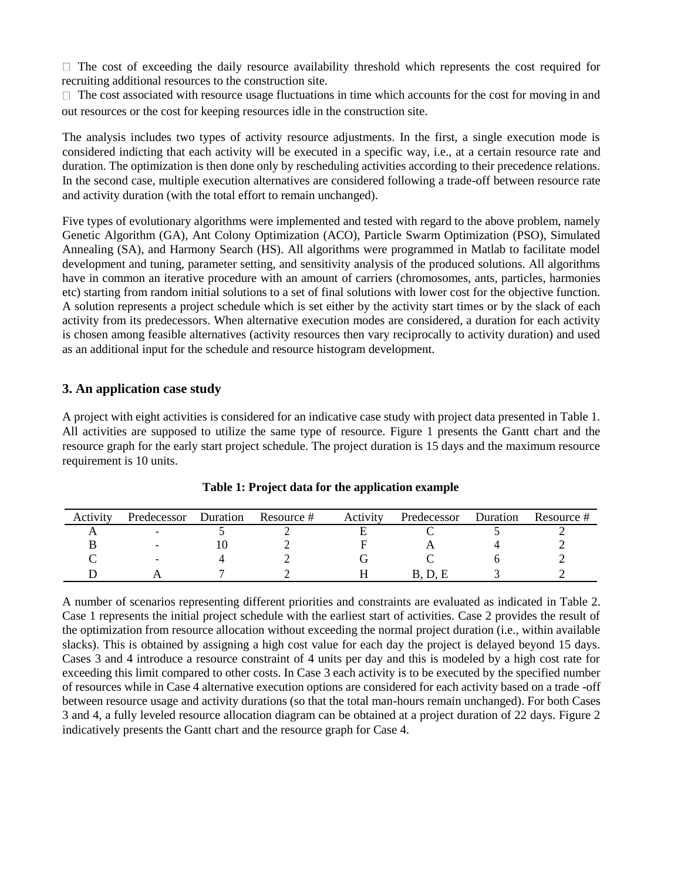- The cost of exceeding the daily resource availability threshold which represents the cost required for recruiting additional resources to the construction site.
- The cost associated with resource usage fluctuations in time which accounts for the cost for moving in and out resources or the cost for keeping resources idle in the construction site.

The analysis includes two types of activity resource adjustments. In the first, a single execution mode is considered indicting that each activity will be executed in a specific way, i.e., at a certain resource rate and duration. The optimization is then done only by rescheduling activities according to their precedence relations. In the second case, multiple execution alternatives are considered following a trade-off between resource rate and activity duration (with the total effort to remain unchanged).

Five types of evolutionary algorithms were implemented and tested with regard to the above problem, namely Genetic Algorithm (GA), Ant Colony Optimization (ACO), Particle Swarm Optimization (PSO), Simulated Annealing (SA), and Harmony Search (HS). All algorithms were programmed in Matlab to facilitate model development and tuning, parameter setting, and sensitivity analysis of the produced solutions. All algorithms have in common an iterative procedure with an amount of carriers (chromosomes, ants, particles, harmonies etc) starting from random initial solutions to a set of final solutions with lower cost for the objective function. A solution represents a project schedule which is set either by the activity start times or by the slack of each activity from its predecessors. When alternative execution modes are considered, a duration for each activity is chosen among feasible alternatives (activity resources then vary reciprocally to activity duration) and used as an additional input for the schedule and resource histogram development.

## 3. An application case study

A project with eight activities is considered for an indicative case study with project data presented in Table 1. All activities are supposed to utilize the same type of resource. Figure 1 presents the Gantt chart and the resource graph for the early start project schedule. The project duration is 15 days and the maximum resource requirement is 10 units.

**Table 1: Project data for the application example**

| Activity | Predecessor | Duration | Resource # | Activity | Predecessor | Duration | Resource # |
|---|---|---|---|---|---|---|---|
| A | - | 5 | 2 | E | C | 5 | 2 |
| B | - | 10 | 2 | F | A | 4 | 2 |
| C | - | 4 | 2 | G | C | 6 | 2 |
| D | A | 7 | 2 | H | B, D, E | 3 | 2 |

A number of scenarios representing different priorities and constraints are evaluated as indicated in Table 2. Case 1 represents the initial project schedule with the earliest start of activities. Case 2 provides the result of the optimization from resource allocation without exceeding the normal project duration (i.e., within available slacks). This is obtained by assigning a high cost value for each day the project is delayed beyond 15 days. Cases 3 and 4 introduce a resource constraint of 4 units per day and this is modeled by a high cost rate for exceeding this limit compared to other costs. In Case 3 each activity is to be executed by the specified number of resources while in Case 4 alternative execution options are considered for each activity based on a trade -off between resource usage and activity durations (so that the total man-hours remain unchanged). For both Cases 3 and 4, a fully leveled resource allocation diagram can be obtained at a project duration of 22 days. Figure 2 indicatively presents the Gantt chart and the resource graph for Case 4.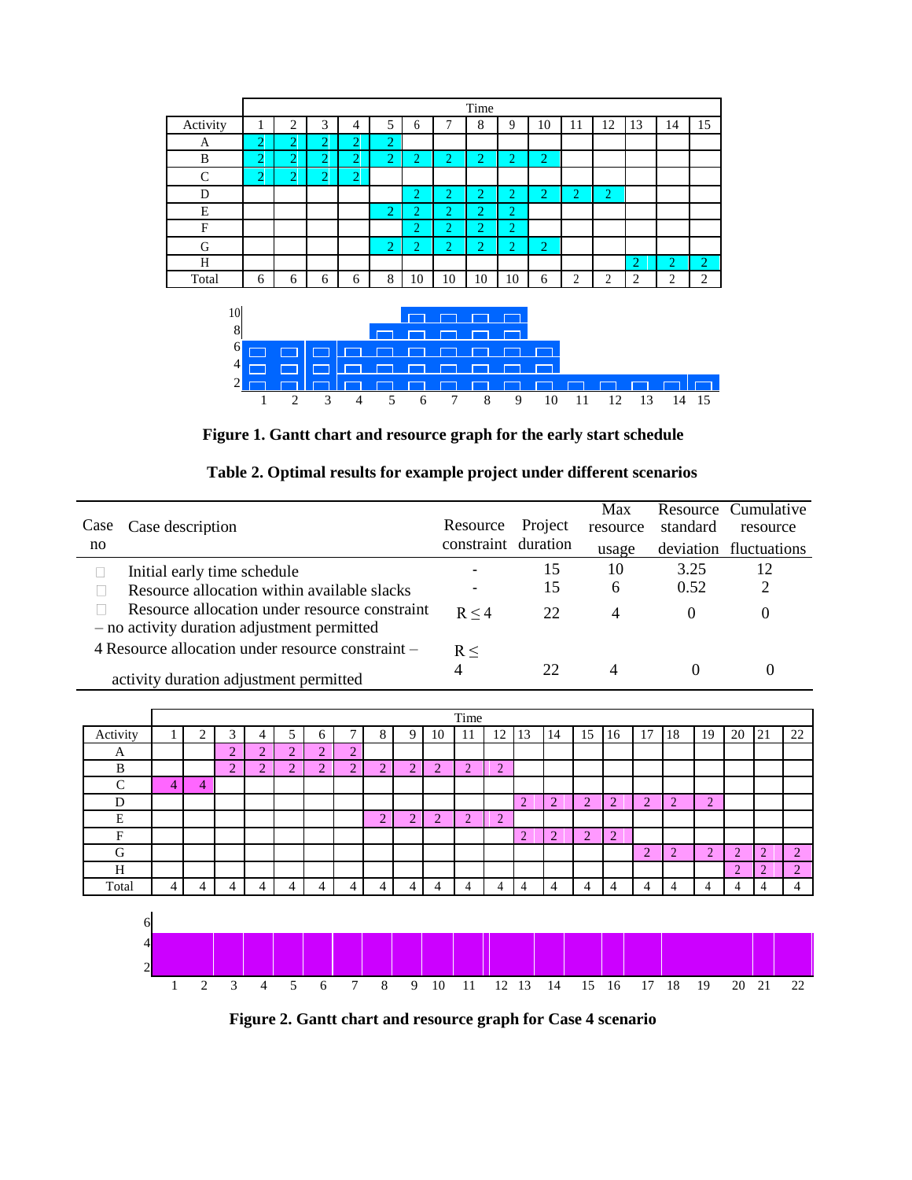|  | Time | | | | | | | | | | | | | | |
|---|---|---|---|---|---|---|---|---|---|---|---|---|---|---|---|
| Activity | 1 | 2 | 3 | 4 | 5 | 6 | 7 | 8 | 9 | 10 | 11 | 12 | 13 | 14 | 15 |
| A | 2 | 2 | 2 | 2 | 2 | | | | | | | | | | |
| B | 2 | 2 | 2 | 2 | 2 | 2 | 2 | 2 | 2 | 2 | | | | | |
| C | 2 | 2 | 2 | 2 | | | | | | | | | | | |
| D | | | | | | 2 | 2 | 2 | 2 | 2 | 2 | 2 | | | |
| E | | | | | 2 | 2 | 2 | 2 | 2 | | | | | | |
| F | | | | | | 2 | 2 | 2 | 2 | | | | | | |
| G | | | | | 2 | 2 | 2 | 2 | 2 | 2 | | | | | |
| H | | | | | | | | | | | | | 2 | 2 | 2 |
| Total | 6 | 6 | 6 | 6 | 8 | 10 | 10 | 10 | 10 | 6 | 2 | 2 | 2 | 2 | 2 |

**Figure 1. Gantt chart and resource graph for the early start schedule**

**Table 2. Optimal results for example project under different scenarios**

| Case no | Case description | Resource constraint | Project duration | Max resource usage | Resource standard deviation | Cumulative resource fluctuations |
|---|---|---|---|---|---|---|
| 1 | Initial early time schedule | - | 15 | 10 | 3.25 | 12 |
| 2 | Resource allocation within available slacks | - | 15 | 6 | 0.52 | 2 |
| 3 | Resource allocation under resource constraint – no activity duration adjustment permitted | $R \leq 4$ | 22 | 4 | 0 | 0 |
| 4 | Resource allocation under resource constraint – activity duration adjustment permitted | $R \leq 4$ | 22 | 4 | 0 | 0 |

|  | Time | | | | | | | | | | | | | | | | | | | | | |
|---|---|---|---|---|---|---|---|---|---|---|---|---|---|---|---|---|---|---|---|---|---|---|
| Activity | 1 | 2 | 3 | 4 | 5 | 6 | 7 | 8 | 9 | 10 | 11 | 12 | 13 | 14 | 15 | 16 | 17 | 18 | 19 | 20 | 21 | 22 |
| A | | | 2 | 2 | 2 | 2 | 2 | | | | | | | | | | | | | | | |
| B | | | 2 | 2 | 2 | 2 | 2 | 2 | 2 | 2 | 2 | 2 | | | | | | | | | | |
| C | 4 | 4 | | | | | | | | | | | | | | | | | | | | |
| D | | | | | | | | | | | | | 2 | 2 | 2 | 2 | 2 | 2 | 2 | | | |
| E | | | | | | | | 2 | 2 | 2 | 2 | 2 | | | | | | | | | | |
| F | | | | | | | | | | | | | 2 | 2 | 2 | 2 | | | | | | |
| G | | | | | | | | | | | | | | | | | 2 | 2 | 2 | 2 | 2 | 2 |
| H | | | | | | | | | | | | | | | | | | | | 2 | 2 | 2 |
| Total | 4 | 4 | 4 | 4 | 4 | 4 | 4 | 4 | 4 | 4 | 4 | 4 | 4 | 4 | 4 | 4 | 4 | 4 | 4 | 4 | 4 | 4 |

**Figure 2. Gantt chart and resource graph for Case 4 scenario**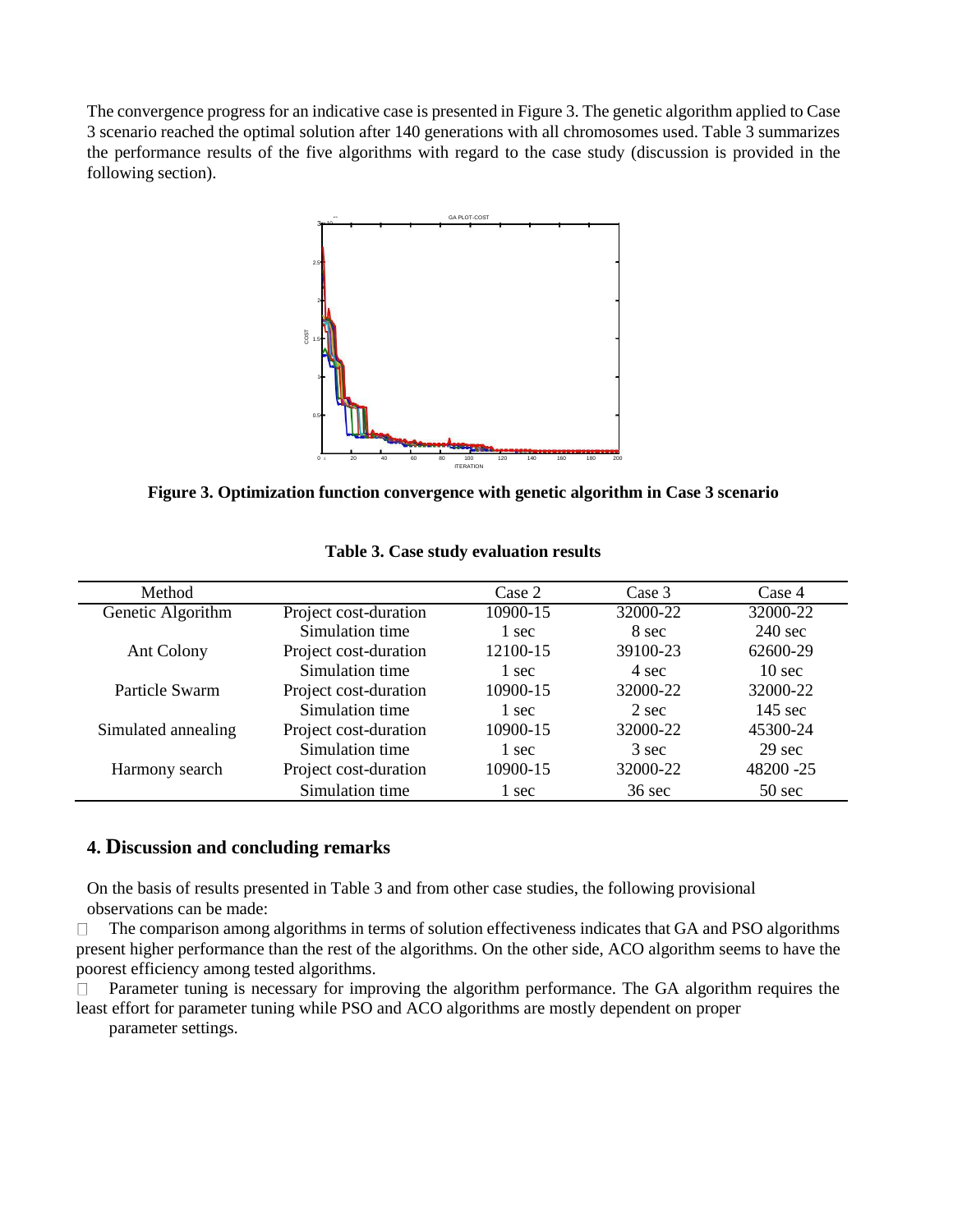The convergence progress for an indicative case is presented in Figure 3. The genetic algorithm applied to Case 3 scenario reached the optimal solution after 140 generations with all chromosomes used. Table 3 summarizes the performance results of the five algorithms with regard to the case study (discussion is provided in the following section).

**Figure 3. Optimization function convergence with genetic algorithm in Case 3 scenario**

**Table 3. Case study evaluation results**

| Method | | Case 2 | Case 3 | Case 4 |
|---|---|---|---|---|
| Genetic Algorithm | Project cost-duration | 10900-15 | 32000-22 | 32000-22 |
| | Simulation time | 1 sec | 8 sec | 240 sec |
| Ant Colony | Project cost-duration | 12100-15 | 39100-23 | 62600-29 |
| | Simulation time | 1 sec | 4 sec | 10 sec |
| Particle Swarm | Project cost-duration | 10900-15 | 32000-22 | 32000-22 |
| | Simulation time | 1 sec | 2 sec | 145 sec |
| Simulated annealing | Project cost-duration | 10900-15 | 32000-22 | 45300-24 |
| | Simulation time | 1 sec | 3 sec | 29 sec |
| Harmony search | Project cost-duration | 10900-15 | 32000-22 | 48200 -25 |
| | Simulation time | 1 sec | 36 sec | 50 sec |

## 4. Discussion and concluding remarks

On the basis of results presented in Table 3 and from other case studies, the following provisional observations can be made:

- The comparison among algorithms in terms of solution effectiveness indicates that GA and PSO algorithms present higher performance than the rest of the algorithms. On the other side, ACO algorithm seems to have the poorest efficiency among tested algorithms.
- Parameter tuning is necessary for improving the algorithm performance. The GA algorithm requires the least effort for parameter tuning while PSO and ACO algorithms are mostly dependent on proper parameter settings.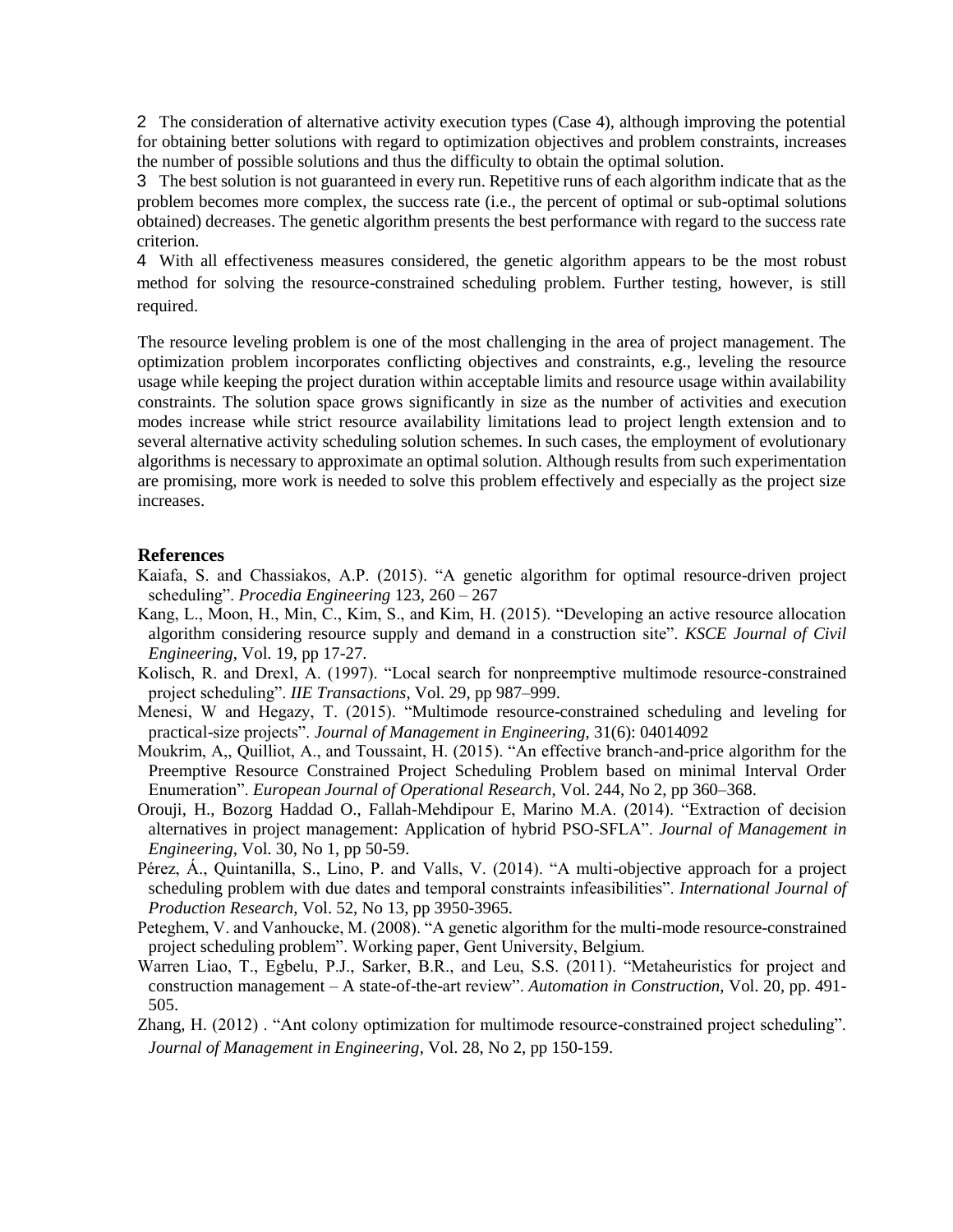2 The consideration of alternative activity execution types (Case 4), although improving the potential for obtaining better solutions with regard to optimization objectives and problem constraints, increases the number of possible solutions and thus the difficulty to obtain the optimal solution.

3 The best solution is not guaranteed in every run. Repetitive runs of each algorithm indicate that as the problem becomes more complex, the success rate (i.e., the percent of optimal or sub-optimal solutions obtained) decreases. The genetic algorithm presents the best performance with regard to the success rate criterion.

4 With all effectiveness measures considered, the genetic algorithm appears to be the most robust method for solving the resource-constrained scheduling problem. Further testing, however, is still required.

The resource leveling problem is one of the most challenging in the area of project management. The optimization problem incorporates conflicting objectives and constraints, e.g., leveling the resource usage while keeping the project duration within acceptable limits and resource usage within availability constraints. The solution space grows significantly in size as the number of activities and execution modes increase while strict resource availability limitations lead to project length extension and to several alternative activity scheduling solution schemes. In such cases, the employment of evolutionary algorithms is necessary to approximate an optimal solution. Although results from such experimentation are promising, more work is needed to solve this problem effectively and especially as the project size increases.

## References

Kaiafa, S. and Chassiakos, A.P. (2015). "A genetic algorithm for optimal resource-driven project scheduling". *Procedia Engineering* 123, 260 – 267

Kang, L., Moon, H., Min, C., Kim, S., and Kim, H. (2015). "Developing an active resource allocation algorithm considering resource supply and demand in a construction site". *KSCE Journal of Civil Engineering*, Vol. 19, pp 17-27.

Kolisch, R. and Drexl, A. (1997). "Local search for nonpreemptive multimode resource-constrained project scheduling". *IIE Transactions*, Vol. 29, pp 987–999.

Menesi, W and Hegazy, T. (2015). "Multimode resource-constrained scheduling and leveling for practical-size projects". *Journal of Management in Engineering*, 31(6): 04014092

Moukrim, A,, Quilliot, A., and Toussaint, H. (2015). "An effective branch-and-price algorithm for the Preemptive Resource Constrained Project Scheduling Problem based on minimal Interval Order Enumeration". *European Journal of Operational Research*, Vol. 244, No 2, pp 360–368.

Orouji, H., Bozorg Haddad O., Fallah-Mehdipour E, Marino M.A. (2014). "Extraction of decision alternatives in project management: Application of hybrid PSO-SFLA". *Journal of Management in Engineering*, Vol. 30, No 1, pp 50-59.

Pérez, Á., Quintanilla, S., Lino, P. and Valls, V. (2014). "A multi-objective approach for a project scheduling problem with due dates and temporal constraints infeasibilities". *International Journal of Production Research*, Vol. 52, No 13, pp 3950-3965.

Peteghem, V. and Vanhoucke, M. (2008). "A genetic algorithm for the multi-mode resource-constrained project scheduling problem". Working paper, Gent University, Belgium.

Warren Liao, T., Egbelu, P.J., Sarker, B.R., and Leu, S.S. (2011). "Metaheuristics for project and construction management – A state-of-the-art review". *Automation in Construction*, Vol. 20, pp. 491-505.

Zhang, H. (2012) . "Ant colony optimization for multimode resource-constrained project scheduling". *Journal of Management in Engineering*, Vol. 28, No 2, pp 150-159.